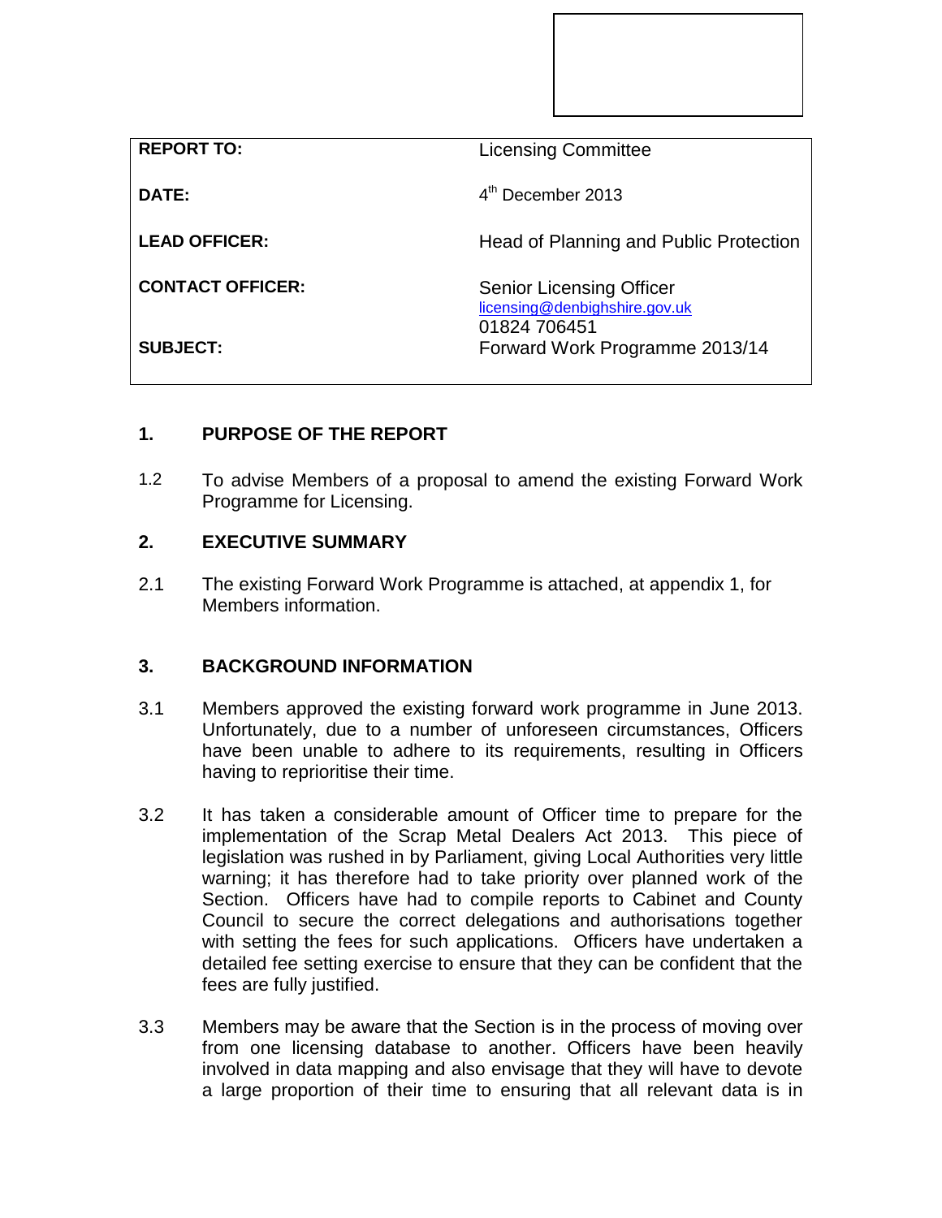| REPORT TO: | Licensing Committee |
|---|---|
| DATE: | 4th December 2013 |
| LEAD OFFICER: | Head of Planning and Public Protection |
| CONTACT OFFICER: | Senior Licensing Officer<br>licensing@denbighshire.gov.uk<br>01824 706451 |
| SUBJECT: | Forward Work Programme 2013/14 |

## 1. PURPOSE OF THE REPORT

1.2 To advise Members of a proposal to amend the existing Forward Work Programme for Licensing.

## 2. EXECUTIVE SUMMARY

2.1 The existing Forward Work Programme is attached, at appendix 1, for Members information.

## 3. BACKGROUND INFORMATION

3.1 Members approved the existing forward work programme in June 2013. Unfortunately, due to a number of unforeseen circumstances, Officers have been unable to adhere to its requirements, resulting in Officers having to reprioritise their time.

3.2 It has taken a considerable amount of Officer time to prepare for the implementation of the Scrap Metal Dealers Act 2013. This piece of legislation was rushed in by Parliament, giving Local Authorities very little warning; it has therefore had to take priority over planned work of the Section. Officers have had to compile reports to Cabinet and County Council to secure the correct delegations and authorisations together with setting the fees for such applications. Officers have undertaken a detailed fee setting exercise to ensure that they can be confident that the fees are fully justified.

3.3 Members may be aware that the Section is in the process of moving over from one licensing database to another. Officers have been heavily involved in data mapping and also envisage that they will have to devote a large proportion of their time to ensuring that all relevant data is in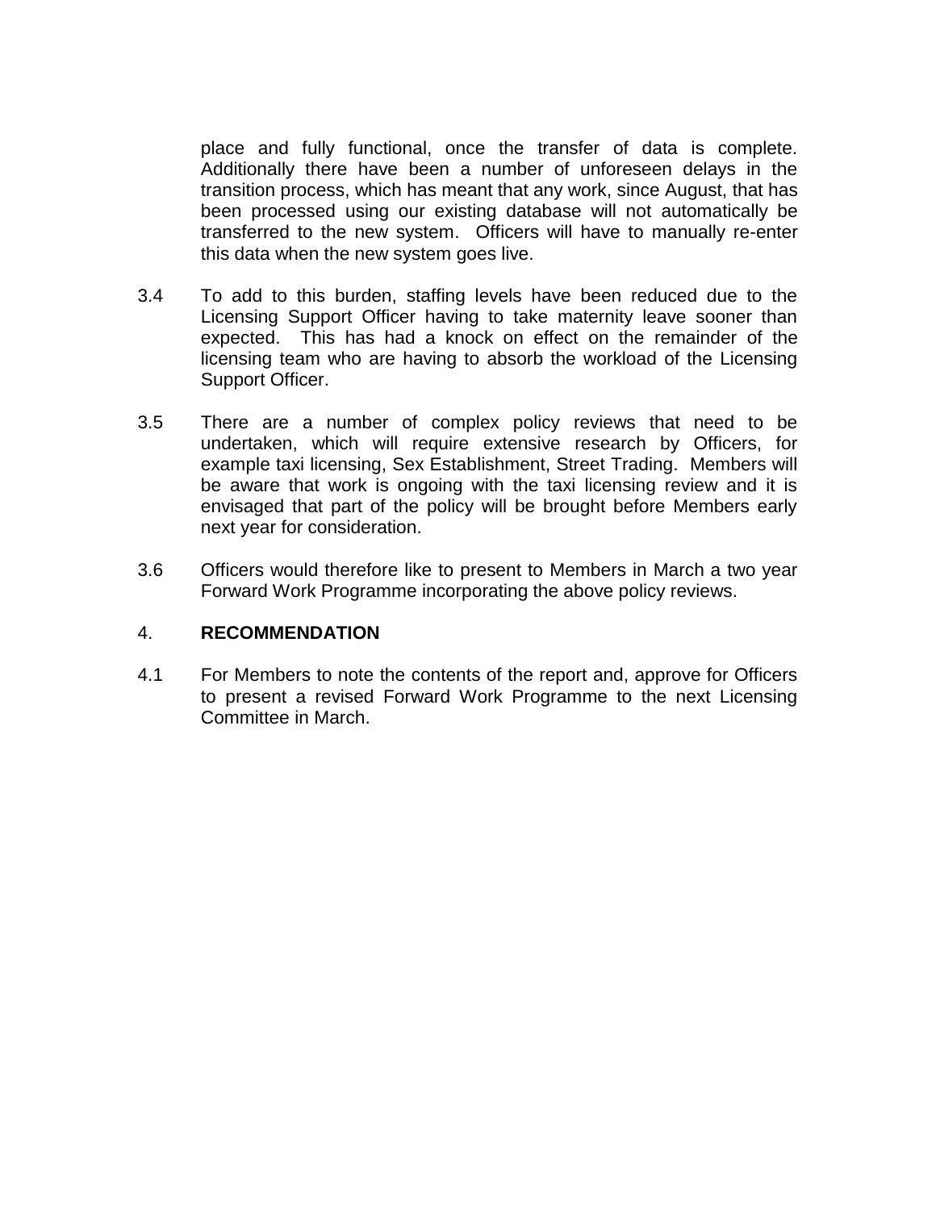place and fully functional, once the transfer of data is complete. Additionally there have been a number of unforeseen delays in the transition process, which has meant that any work, since August, that has been processed using our existing database will not automatically be transferred to the new system. Officers will have to manually re-enter this data when the new system goes live.

3.4 To add to this burden, staffing levels have been reduced due to the Licensing Support Officer having to take maternity leave sooner than expected. This has had a knock on effect on the remainder of the licensing team who are having to absorb the workload of the Licensing Support Officer.

3.5 There are a number of complex policy reviews that need to be undertaken, which will require extensive research by Officers, for example taxi licensing, Sex Establishment, Street Trading. Members will be aware that work is ongoing with the taxi licensing review and it is envisaged that part of the policy will be brought before Members early next year for consideration.

3.6 Officers would therefore like to present to Members in March a two year Forward Work Programme incorporating the above policy reviews.

4. **RECOMMENDATION**

4.1 For Members to note the contents of the report and, approve for Officers to present a revised Forward Work Programme to the next Licensing Committee in March.